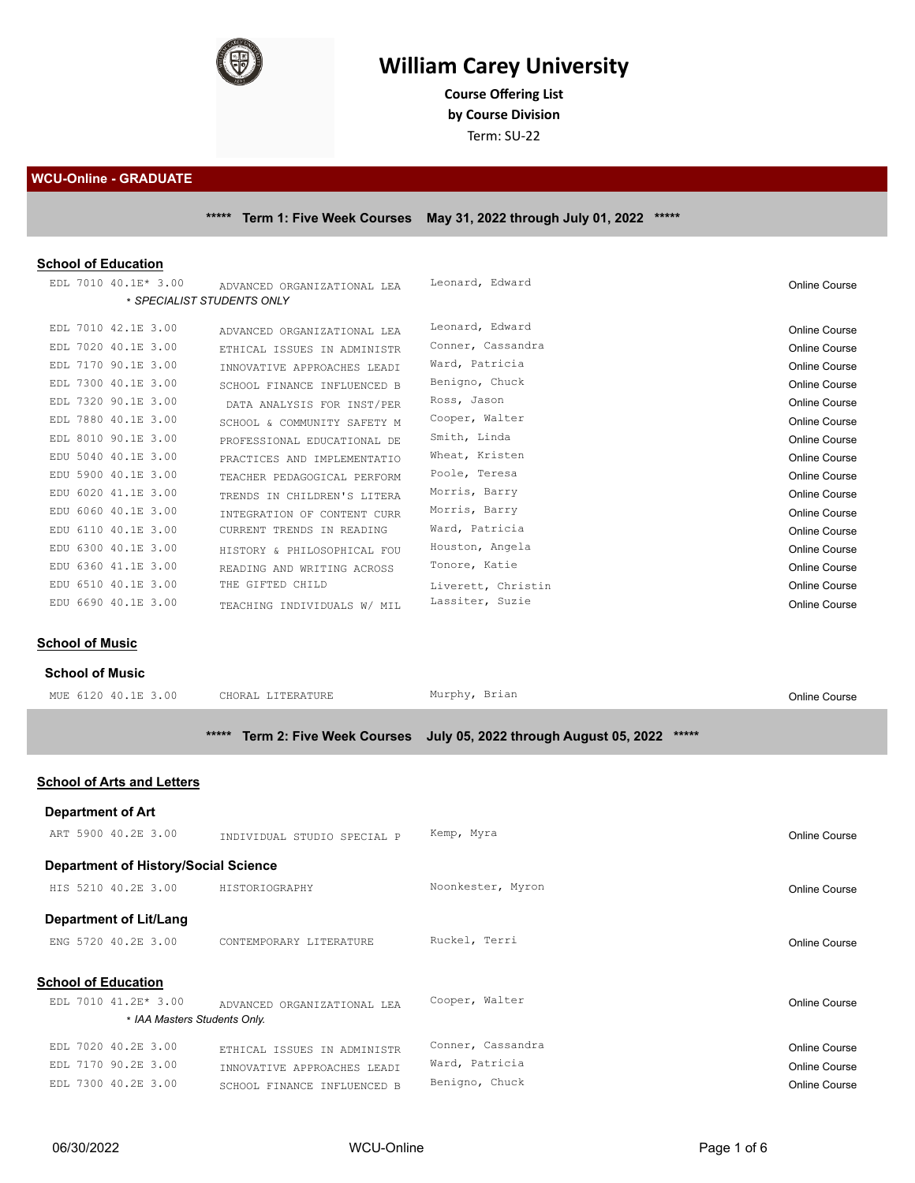# William Carey University

**Course Offering List**
**by Course Division**
Term: SU-22

## WCU-Online - GRADUATE

**\*\*\*\*\* Term 1: Five Week Courses May 31, 2022 through July 01, 2022 \*\*\*\*\***

### School of Education

| | | | |
|---|---|---|---|
| EDL 7010 40.1E* 3.00 | ADVANCED ORGANIZATIONAL LEA | Leonard, Edward | Online Course |
| *\* SPECIALIST STUDENTS ONLY* | | | |
| EDL 7010 42.1E 3.00 | ADVANCED ORGANIZATIONAL LEA | Leonard, Edward | Online Course |
| EDL 7020 40.1E 3.00 | ETHICAL ISSUES IN ADMINISTR | Conner, Cassandra | Online Course |
| EDL 7170 90.1E 3.00 | INNOVATIVE APPROACHES LEADI | Ward, Patricia | Online Course |
| EDL 7300 40.1E 3.00 | SCHOOL FINANCE INFLUENCED B | Benigno, Chuck | Online Course |
| EDL 7320 90.1E 3.00 | DATA ANALYSIS FOR INST/PER | Ross, Jason | Online Course |
| EDL 7880 40.1E 3.00 | SCHOOL & COMMUNITY SAFETY M | Cooper, Walter | Online Course |
| EDL 8010 90.1E 3.00 | PROFESSIONAL EDUCATIONAL DE | Smith, Linda | Online Course |
| EDU 5040 40.1E 3.00 | PRACTICES AND IMPLEMENTATIO | Wheat, Kristen | Online Course |
| EDU 5900 40.1E 3.00 | TEACHER PEDAGOGICAL PERFORM | Poole, Teresa | Online Course |
| EDU 6020 41.1E 3.00 | TRENDS IN CHILDREN'S LITERA | Morris, Barry | Online Course |
| EDU 6060 40.1E 3.00 | INTEGRATION OF CONTENT CURR | Morris, Barry | Online Course |
| EDU 6110 40.1E 3.00 | CURRENT TRENDS IN READING | Ward, Patricia | Online Course |
| EDU 6300 40.1E 3.00 | HISTORY & PHILOSOPHICAL FOU | Houston, Angela | Online Course |
| EDU 6360 41.1E 3.00 | READING AND WRITING ACROSS | Tonore, Katie | Online Course |
| EDU 6510 40.1E 3.00 | THE GIFTED CHILD | Liverett, Christin | Online Course |
| EDU 6690 40.1E 3.00 | TEACHING INDIVIDUALS W/ MIL | Lassiter, Suzie | Online Course |

### School of Music

#### School of Music

| | | | |
|---|---|---|---|
| MUE 6120 40.1E 3.00 | CHORAL LITERATURE | Murphy, Brian | Online Course |

**\*\*\*\*\* Term 2: Five Week Courses July 05, 2022 through August 05, 2022 \*\*\*\*\***

### School of Arts and Letters

#### Department of Art

| | | | |
|---|---|---|---|
| ART 5900 40.2E 3.00 | INDIVIDUAL STUDIO SPECIAL P | Kemp, Myra | Online Course |

#### Department of History/Social Science

| | | | |
|---|---|---|---|
| HIS 5210 40.2E 3.00 | HISTORIOGRAPHY | Noonkester, Myron | Online Course |

#### Department of Lit/Lang

| | | | |
|---|---|---|---|
| ENG 5720 40.2E 3.00 | CONTEMPORARY LITERATURE | Ruckel, Terri | Online Course |

### School of Education

| | | | |
|---|---|---|---|
| EDL 7010 41.2E* 3.00 | ADVANCED ORGANIZATIONAL LEA | Cooper, Walter | Online Course |
| *\* IAA Masters Students Only.* | | | |
| EDL 7020 40.2E 3.00 | ETHICAL ISSUES IN ADMINISTR | Conner, Cassandra | Online Course |
| EDL 7170 90.2E 3.00 | INNOVATIVE APPROACHES LEADI | Ward, Patricia | Online Course |
| EDL 7300 40.2E 3.00 | SCHOOL FINANCE INFLUENCED B | Benigno, Chuck | Online Course |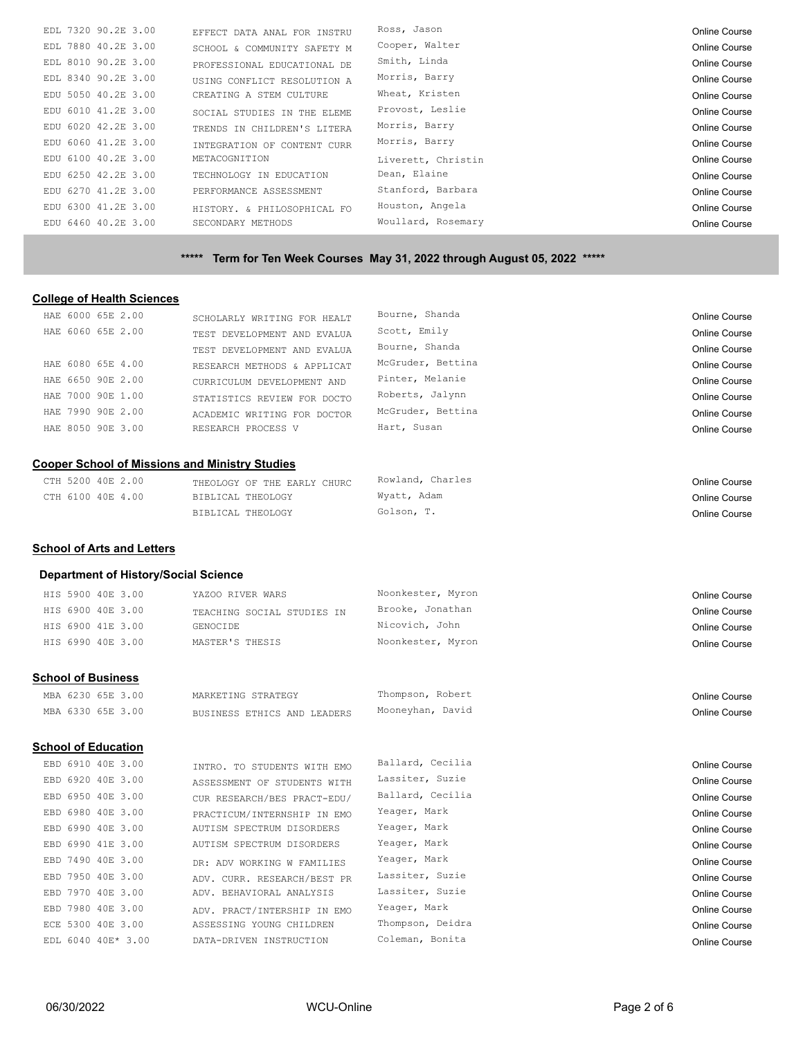| | | | |
|---|---|---|---|
| EDL 7320 90.2E 3.00 | EFFECT DATA ANAL FOR INSTRU | Ross, Jason | Online Course |
| EDL 7880 40.2E 3.00 | SCHOOL & COMMUNITY SAFETY M | Cooper, Walter | Online Course |
| EDL 8010 90.2E 3.00 | PROFESSIONAL EDUCATIONAL DE | Smith, Linda | Online Course |
| EDL 8340 90.2E 3.00 | USING CONFLICT RESOLUTION A | Morris, Barry | Online Course |
| EDU 5050 40.2E 3.00 | CREATING A STEM CULTURE | Wheat, Kristen | Online Course |
| EDU 6010 41.2E 3.00 | SOCIAL STUDIES IN THE ELEME | Provost, Leslie | Online Course |
| EDU 6020 42.2E 3.00 | TRENDS IN CHILDREN'S LITERA | Morris, Barry | Online Course |
| EDU 6060 41.2E 3.00 | INTEGRATION OF CONTENT CURR | Morris, Barry | Online Course |
| EDU 6100 40.2E 3.00 | METACOGNITION | Liverett, Christin | Online Course |
| EDU 6250 42.2E 3.00 | TECHNOLOGY IN EDUCATION | Dean, Elaine | Online Course |
| EDU 6270 41.2E 3.00 | PERFORMANCE ASSESSMENT | Stanford, Barbara | Online Course |
| EDU 6300 41.2E 3.00 | HISTORY. & PHILOSOPHICAL FO | Houston, Angela | Online Course |
| EDU 6460 40.2E 3.00 | SECONDARY METHODS | Woullard, Rosemary | Online Course |

**\*\*\*\*\* Term for Ten Week Courses May 31, 2022 through August 05, 2022 \*\*\*\*\***

## College of Health Sciences

| | | | |
|---|---|---|---|
| HAE 6000 65E 2.00 | SCHOLARLY WRITING FOR HEALT | Bourne, Shanda | Online Course |
| HAE 6060 65E 2.00 | TEST DEVELOPMENT AND EVALUA | Scott, Emily | Online Course |
| | TEST DEVELOPMENT AND EVALUA | Bourne, Shanda | Online Course |
| HAE 6080 65E 4.00 | RESEARCH METHODS & APPLICAT | McGruder, Bettina | Online Course |
| HAE 6650 90E 2.00 | CURRICULUM DEVELOPMENT AND | Pinter, Melanie | Online Course |
| HAE 7000 90E 1.00 | STATISTICS REVIEW FOR DOCTO | Roberts, Jalynn | Online Course |
| HAE 7990 90E 2.00 | ACADEMIC WRITING FOR DOCTOR | McGruder, Bettina | Online Course |
| HAE 8050 90E 3.00 | RESEARCH PROCESS V | Hart, Susan | Online Course |

## Cooper School of Missions and Ministry Studies

| | | | |
|---|---|---|---|
| CTH 5200 40E 2.00 | THEOLOGY OF THE EARLY CHURC | Rowland, Charles | Online Course |
| CTH 6100 40E 4.00 | BIBLICAL THEOLOGY | Wyatt, Adam | Online Course |
| | BIBLICAL THEOLOGY | Golson, T. | Online Course |

## School of Arts and Letters

### Department of History/Social Science

| | | | |
|---|---|---|---|
| HIS 5900 40E 3.00 | YAZOO RIVER WARS | Noonkester, Myron | Online Course |
| HIS 6900 40E 3.00 | TEACHING SOCIAL STUDIES IN | Brooke, Jonathan | Online Course |
| HIS 6900 41E 3.00 | GENOCIDE | Nicovich, John | Online Course |
| HIS 6990 40E 3.00 | MASTER'S THESIS | Noonkester, Myron | Online Course |

## School of Business

| | | | |
|---|---|---|---|
| MBA 6230 65E 3.00 | MARKETING STRATEGY | Thompson, Robert | Online Course |
| MBA 6330 65E 3.00 | BUSINESS ETHICS AND LEADERS | Mooneyhan, David | Online Course |

## School of Education

| | | | |
|---|---|---|---|
| EBD 6910 40E 3.00 | INTRO. TO STUDENTS WITH EMO | Ballard, Cecilia | Online Course |
| EBD 6920 40E 3.00 | ASSESSMENT OF STUDENTS WITH | Lassiter, Suzie | Online Course |
| EBD 6950 40E 3.00 | CUR RESEARCH/BES PRACT-EDU/ | Ballard, Cecilia | Online Course |
| EBD 6980 40E 3.00 | PRACTICUM/INTERNSHIP IN EMO | Yeager, Mark | Online Course |
| EBD 6990 40E 3.00 | AUTISM SPECTRUM DISORDERS | Yeager, Mark | Online Course |
| EBD 6990 41E 3.00 | AUTISM SPECTRUM DISORDERS | Yeager, Mark | Online Course |
| EBD 7490 40E 3.00 | DR: ADV WORKING W FAMILIES | Yeager, Mark | Online Course |
| EBD 7950 40E 3.00 | ADV. CURR. RESEARCH/BEST PR | Lassiter, Suzie | Online Course |
| EBD 7970 40E 3.00 | ADV. BEHAVIORAL ANALYSIS | Lassiter, Suzie | Online Course |
| EBD 7980 40E 3.00 | ADV. PRACT/INTERSHIP IN EMO | Yeager, Mark | Online Course |
| ECE 5300 40E 3.00 | ASSESSING YOUNG CHILDREN | Thompson, Deidra | Online Course |
| EDL 6040 40E* 3.00 | DATA-DRIVEN INSTRUCTION | Coleman, Bonita | Online Course |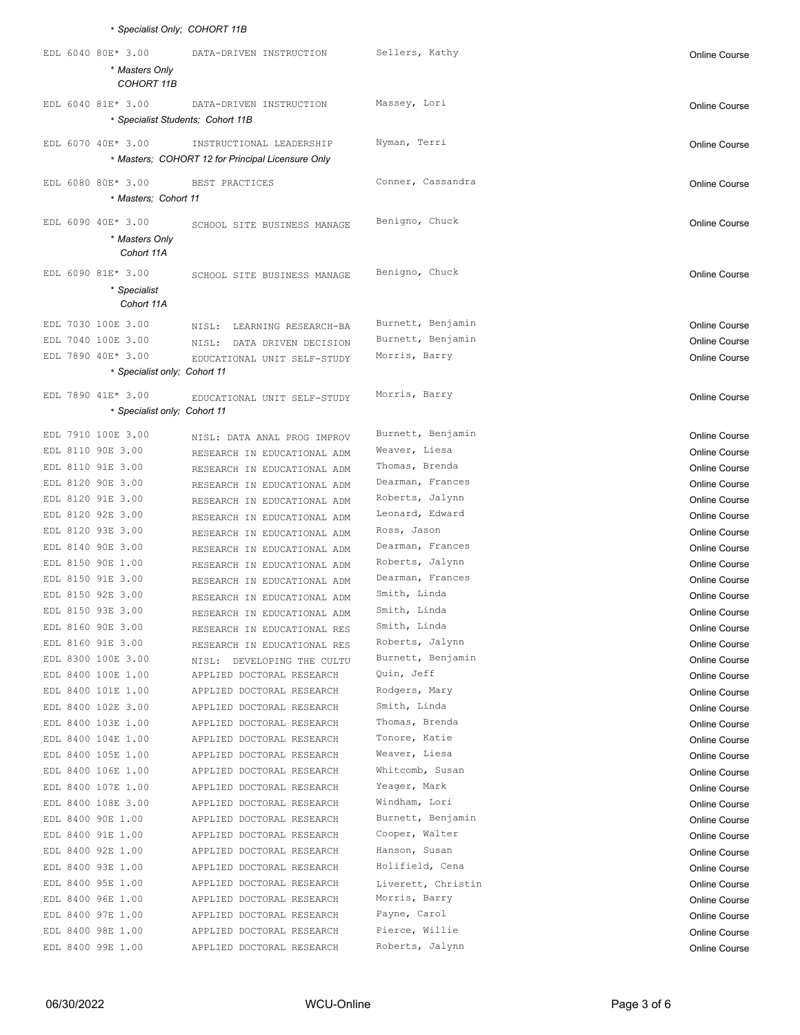* *Specialist Only; COHORT 11B*

| | | | |
|---|---|---|---|
| EDL 6040 80E* 3.00 | DATA-DRIVEN INSTRUCTION | Sellers, Kathy | Online Course |
| * *Masters Only COHORT 11B* | | | |
| EDL 6040 81E* 3.00 | DATA-DRIVEN INSTRUCTION | Massey, Lori | Online Course |
| * *Specialist Students; Cohort 11B* | | | |
| EDL 6070 40E* 3.00 | INSTRUCTIONAL LEADERSHIP | Nyman, Terri | Online Course |
| * *Masters; COHORT 12 for Principal Licensure Only* | | | |
| EDL 6080 80E* 3.00 | BEST PRACTICES | Conner, Cassandra | Online Course |
| * *Masters; Cohort 11* | | | |
| EDL 6090 40E* 3.00 | SCHOOL SITE BUSINESS MANAGE | Benigno, Chuck | Online Course |
| * *Masters Only Cohort 11A* | | | |
| EDL 6090 81E* 3.00 | SCHOOL SITE BUSINESS MANAGE | Benigno, Chuck | Online Course |
| * *Specialist Cohort 11A* | | | |
| EDL 7030 100E 3.00 | NISL: LEARNING RESEARCH-BA | Burnett, Benjamin | Online Course |
| EDL 7040 100E 3.00 | NISL: DATA DRIVEN DECISION | Burnett, Benjamin | Online Course |
| EDL 7890 40E* 3.00 | EDUCATIONAL UNIT SELF-STUDY | Morris, Barry | Online Course |
| * *Specialist only; Cohort 11* | | | |
| EDL 7890 41E* 3.00 | EDUCATIONAL UNIT SELF-STUDY | Morris, Barry | Online Course |
| * *Specialist only; Cohort 11* | | | |
| EDL 7910 100E 3.00 | NISL: DATA ANAL PROG IMPROV | Burnett, Benjamin | Online Course |
| EDL 8110 90E 3.00 | RESEARCH IN EDUCATIONAL ADM | Weaver, Liesa | Online Course |
| EDL 8110 91E 3.00 | RESEARCH IN EDUCATIONAL ADM | Thomas, Brenda | Online Course |
| EDL 8120 90E 3.00 | RESEARCH IN EDUCATIONAL ADM | Dearman, Frances | Online Course |
| EDL 8120 91E 3.00 | RESEARCH IN EDUCATIONAL ADM | Roberts, Jalynn | Online Course |
| EDL 8120 92E 3.00 | RESEARCH IN EDUCATIONAL ADM | Leonard, Edward | Online Course |
| EDL 8120 93E 3.00 | RESEARCH IN EDUCATIONAL ADM | Ross, Jason | Online Course |
| EDL 8140 90E 3.00 | RESEARCH IN EDUCATIONAL ADM | Dearman, Frances | Online Course |
| EDL 8150 90E 1.00 | RESEARCH IN EDUCATIONAL ADM | Roberts, Jalynn | Online Course |
| EDL 8150 91E 3.00 | RESEARCH IN EDUCATIONAL ADM | Dearman, Frances | Online Course |
| EDL 8150 92E 3.00 | RESEARCH IN EDUCATIONAL ADM | Smith, Linda | Online Course |
| EDL 8150 93E 3.00 | RESEARCH IN EDUCATIONAL ADM | Smith, Linda | Online Course |
| EDL 8160 90E 3.00 | RESEARCH IN EDUCATIONAL RES | Smith, Linda | Online Course |
| EDL 8160 91E 3.00 | RESEARCH IN EDUCATIONAL RES | Roberts, Jalynn | Online Course |
| EDL 8300 100E 3.00 | NISL: DEVELOPING THE CULTU | Burnett, Benjamin | Online Course |
| EDL 8400 100E 1.00 | APPLIED DOCTORAL RESEARCH | Quin, Jeff | Online Course |
| EDL 8400 101E 1.00 | APPLIED DOCTORAL RESEARCH | Rodgers, Mary | Online Course |
| EDL 8400 102E 3.00 | APPLIED DOCTORAL RESEARCH | Smith, Linda | Online Course |
| EDL 8400 103E 1.00 | APPLIED DOCTORAL RESEARCH | Thomas, Brenda | Online Course |
| EDL 8400 104E 1.00 | APPLIED DOCTORAL RESEARCH | Tonore, Katie | Online Course |
| EDL 8400 105E 1.00 | APPLIED DOCTORAL RESEARCH | Weaver, Liesa | Online Course |
| EDL 8400 106E 1.00 | APPLIED DOCTORAL RESEARCH | Whitcomb, Susan | Online Course |
| EDL 8400 107E 1.00 | APPLIED DOCTORAL RESEARCH | Yeager, Mark | Online Course |
| EDL 8400 108E 3.00 | APPLIED DOCTORAL RESEARCH | Windham, Lori | Online Course |
| EDL 8400 90E 1.00 | APPLIED DOCTORAL RESEARCH | Burnett, Benjamin | Online Course |
| EDL 8400 91E 1.00 | APPLIED DOCTORAL RESEARCH | Cooper, Walter | Online Course |
| EDL 8400 92E 1.00 | APPLIED DOCTORAL RESEARCH | Hanson, Susan | Online Course |
| EDL 8400 93E 1.00 | APPLIED DOCTORAL RESEARCH | Holifield, Cena | Online Course |
| EDL 8400 95E 1.00 | APPLIED DOCTORAL RESEARCH | Liverett, Christin | Online Course |
| EDL 8400 96E 1.00 | APPLIED DOCTORAL RESEARCH | Morris, Barry | Online Course |
| EDL 8400 97E 1.00 | APPLIED DOCTORAL RESEARCH | Payne, Carol | Online Course |
| EDL 8400 98E 1.00 | APPLIED DOCTORAL RESEARCH | Pierce, Willie | Online Course |
| EDL 8400 99E 1.00 | APPLIED DOCTORAL RESEARCH | Roberts, Jalynn | Online Course |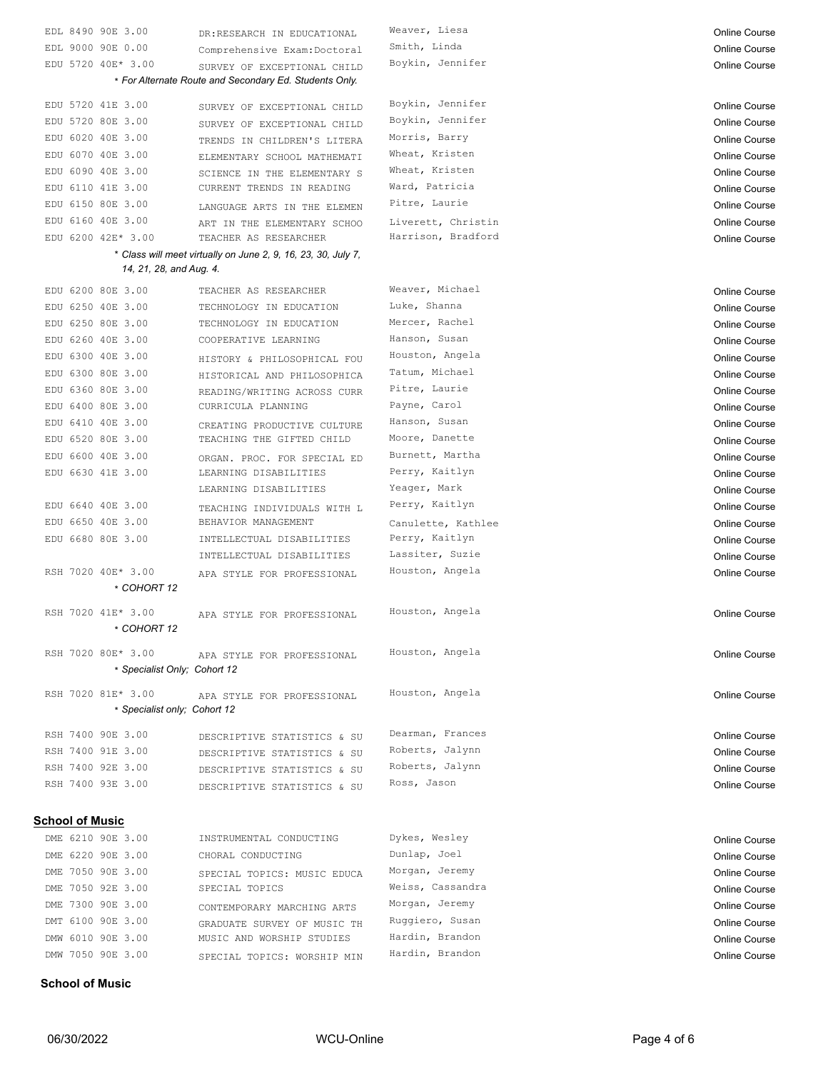| | | | |
|---|---|---|---|
| EDL 8490 90E 3.00 | DR:RESEARCH IN EDUCATIONAL | Weaver, Liesa | Online Course |
| EDL 9000 90E 0.00 | Comprehensive Exam:Doctoral | Smith, Linda | Online Course |
| EDU 5720 40E* 3.00 | SURVEY OF EXCEPTIONAL CHILD | Boykin, Jennifer | Online Course |
| *\* For Alternate Route and Secondary Ed. Students Only.* | | | |
| EDU 5720 41E 3.00 | SURVEY OF EXCEPTIONAL CHILD | Boykin, Jennifer | Online Course |
| EDU 5720 80E 3.00 | SURVEY OF EXCEPTIONAL CHILD | Boykin, Jennifer | Online Course |
| EDU 6020 40E 3.00 | TRENDS IN CHILDREN'S LITERA | Morris, Barry | Online Course |
| EDU 6070 40E 3.00 | ELEMENTARY SCHOOL MATHEMATI | Wheat, Kristen | Online Course |
| EDU 6090 40E 3.00 | SCIENCE IN THE ELEMENTARY S | Wheat, Kristen | Online Course |
| EDU 6110 41E 3.00 | CURRENT TRENDS IN READING | Ward, Patricia | Online Course |
| EDU 6150 80E 3.00 | LANGUAGE ARTS IN THE ELEMEN | Pitre, Laurie | Online Course |
| EDU 6160 40E 3.00 | ART IN THE ELEMENTARY SCHOO | Liverett, Christin | Online Course |
| EDU 6200 42E* 3.00 | TEACHER AS RESEARCHER | Harrison, Bradford | Online Course |
| *\* Class will meet virtually on June 2, 9, 16, 23, 30, July 7, 14, 21, 28, and Aug. 4.* | | | |
| EDU 6200 80E 3.00 | TEACHER AS RESEARCHER | Weaver, Michael | Online Course |
| EDU 6250 40E 3.00 | TECHNOLOGY IN EDUCATION | Luke, Shanna | Online Course |
| EDU 6250 80E 3.00 | TECHNOLOGY IN EDUCATION | Mercer, Rachel | Online Course |
| EDU 6260 40E 3.00 | COOPERATIVE LEARNING | Hanson, Susan | Online Course |
| EDU 6300 40E 3.00 | HISTORY & PHILOSOPHICAL FOU | Houston, Angela | Online Course |
| EDU 6300 80E 3.00 | HISTORICAL AND PHILOSOPHICA | Tatum, Michael | Online Course |
| EDU 6360 80E 3.00 | READING/WRITING ACROSS CURR | Pitre, Laurie | Online Course |
| EDU 6400 80E 3.00 | CURRICULA PLANNING | Payne, Carol | Online Course |
| EDU 6410 40E 3.00 | CREATING PRODUCTIVE CULTURE | Hanson, Susan | Online Course |
| EDU 6520 80E 3.00 | TEACHING THE GIFTED CHILD | Moore, Danette | Online Course |
| EDU 6600 40E 3.00 | ORGAN. PROC. FOR SPECIAL ED | Burnett, Martha | Online Course |
| EDU 6630 41E 3.00 | LEARNING DISABILITIES | Perry, Kaitlyn | Online Course |
| | LEARNING DISABILITIES | Yeager, Mark | Online Course |
| EDU 6640 40E 3.00 | TEACHING INDIVIDUALS WITH L | Perry, Kaitlyn | Online Course |
| EDU 6650 40E 3.00 | BEHAVIOR MANAGEMENT | Canulette, Kathlee | Online Course |
| EDU 6680 80E 3.00 | INTELLECTUAL DISABILITIES | Perry, Kaitlyn | Online Course |
| | INTELLECTUAL DISABILITIES | Lassiter, Suzie | Online Course |
| RSH 7020 40E* 3.00 | APA STYLE FOR PROFESSIONAL | Houston, Angela | Online Course |
| *\* COHORT 12* | | | |
| RSH 7020 41E* 3.00 | APA STYLE FOR PROFESSIONAL | Houston, Angela | Online Course |
| *\* COHORT 12* | | | |
| RSH 7020 80E* 3.00 | APA STYLE FOR PROFESSIONAL | Houston, Angela | Online Course |
| *\* Specialist Only; Cohort 12* | | | |
| RSH 7020 81E* 3.00 | APA STYLE FOR PROFESSIONAL | Houston, Angela | Online Course |
| *\* Specialist only; Cohort 12* | | | |
| RSH 7400 90E 3.00 | DESCRIPTIVE STATISTICS & SU | Dearman, Frances | Online Course |
| RSH 7400 91E 3.00 | DESCRIPTIVE STATISTICS & SU | Roberts, Jalynn | Online Course |
| RSH 7400 92E 3.00 | DESCRIPTIVE STATISTICS & SU | Roberts, Jalynn | Online Course |
| RSH 7400 93E 3.00 | DESCRIPTIVE STATISTICS & SU | Ross, Jason | Online Course |

## School of Music

| | | | |
|---|---|---|---|
| DME 6210 90E 3.00 | INSTRUMENTAL CONDUCTING | Dykes, Wesley | Online Course |
| DME 6220 90E 3.00 | CHORAL CONDUCTING | Dunlap, Joel | Online Course |
| DME 7050 90E 3.00 | SPECIAL TOPICS: MUSIC EDUCA | Morgan, Jeremy | Online Course |
| DME 7050 92E 3.00 | SPECIAL TOPICS | Weiss, Cassandra | Online Course |
| DME 7300 90E 3.00 | CONTEMPORARY MARCHING ARTS | Morgan, Jeremy | Online Course |
| DMT 6100 90E 3.00 | GRADUATE SURVEY OF MUSIC TH | Ruggiero, Susan | Online Course |
| DMW 6010 90E 3.00 | MUSIC AND WORSHIP STUDIES | Hardin, Brandon | Online Course |
| DMW 7050 90E 3.00 | SPECIAL TOPICS: WORSHIP MIN | Hardin, Brandon | Online Course |

**School of Music**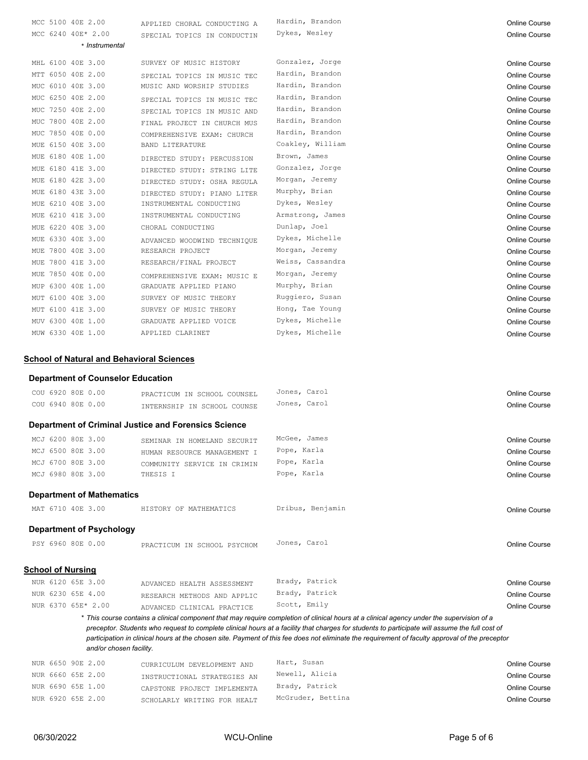| Course | Title | Instructor | Format |
|---|---|---|---|
| MCC 5100 40E 2.00 | APPLIED CHORAL CONDUCTING A | Hardin, Brandon | Online Course |
| MCC 6240 40E* 2.00 | SPECIAL TOPICS IN CONDUCTIN | Dykes, Wesley | Online Course |

*\* Instrumental*

| Course | Title | Instructor | Format |
|---|---|---|---|
| MHL 6100 40E 3.00 | SURVEY OF MUSIC HISTORY | Gonzalez, Jorge | Online Course |
| MTT 6050 40E 2.00 | SPECIAL TOPICS IN MUSIC TEC | Hardin, Brandon | Online Course |
| MUC 6010 40E 3.00 | MUSIC AND WORSHIP STUDIES | Hardin, Brandon | Online Course |
| MUC 6250 40E 2.00 | SPECIAL TOPICS IN MUSIC TEC | Hardin, Brandon | Online Course |
| MUC 7250 40E 2.00 | SPECIAL TOPICS IN MUSIC AND | Hardin, Brandon | Online Course |
| MUC 7800 40E 2.00 | FINAL PROJECT IN CHURCH MUS | Hardin, Brandon | Online Course |
| MUC 7850 40E 0.00 | COMPREHENSIVE EXAM: CHURCH | Hardin, Brandon | Online Course |
| MUE 6150 40E 3.00 | BAND LITERATURE | Coakley, William | Online Course |
| MUE 6180 40E 1.00 | DIRECTED STUDY: PERCUSSION | Brown, James | Online Course |
| MUE 6180 41E 3.00 | DIRECTED STUDY: STRING LITE | Gonzalez, Jorge | Online Course |
| MUE 6180 42E 3.00 | DIRECTED STUDY: OSHA REGULA | Morgan, Jeremy | Online Course |
| MUE 6180 43E 3.00 | DIRECTED STUDY: PIANO LITER | Murphy, Brian | Online Course |
| MUE 6210 40E 3.00 | INSTRUMENTAL CONDUCTING | Dykes, Wesley | Online Course |
| MUE 6210 41E 3.00 | INSTRUMENTAL CONDUCTING | Armstrong, James | Online Course |
| MUE 6220 40E 3.00 | CHORAL CONDUCTING | Dunlap, Joel | Online Course |
| MUE 6330 40E 3.00 | ADVANCED WOODWIND TECHNIQUE | Dykes, Michelle | Online Course |
| MUE 7800 40E 3.00 | RESEARCH PROJECT | Morgan, Jeremy | Online Course |
| MUE 7800 41E 3.00 | RESEARCH/FINAL PROJECT | Weiss, Cassandra | Online Course |
| MUE 7850 40E 0.00 | COMPREHENSIVE EXAM: MUSIC E | Morgan, Jeremy | Online Course |
| MUP 6300 40E 1.00 | GRADUATE APPLIED PIANO | Murphy, Brian | Online Course |
| MUT 6100 40E 3.00 | SURVEY OF MUSIC THEORY | Ruggiero, Susan | Online Course |
| MUT 6100 41E 3.00 | SURVEY OF MUSIC THEORY | Hong, Tae Young | Online Course |
| MUV 6300 40E 1.00 | GRADUATE APPLIED VOICE | Dykes, Michelle | Online Course |
| MUW 6330 40E 1.00 | APPLIED CLARINET | Dykes, Michelle | Online Course |

## School of Natural and Behavioral Sciences

### Department of Counselor Education

| Course | Title | Instructor | Format |
|---|---|---|---|
| COU 6920 80E 0.00 | PRACTICUM IN SCHOOL COUNSEL | Jones, Carol | Online Course |
| COU 6940 80E 0.00 | INTERNSHIP IN SCHOOL COUNSE | Jones, Carol | Online Course |

### Department of Criminal Justice and Forensics Science

| Course | Title | Instructor | Format |
|---|---|---|---|
| MCJ 6200 80E 3.00 | SEMINAR IN HOMELAND SECURIT | McGee, James | Online Course |
| MCJ 6500 80E 3.00 | HUMAN RESOURCE MANAGEMENT I | Pope, Karla | Online Course |
| MCJ 6700 80E 3.00 | COMMUNITY SERVICE IN CRIMIN | Pope, Karla | Online Course |
| MCJ 6980 80E 3.00 | THESIS I | Pope, Karla | Online Course |

### Department of Mathematics

| Course | Title | Instructor | Format |
|---|---|---|---|
| MAT 6710 40E 3.00 | HISTORY OF MATHEMATICS | Dribus, Benjamin | Online Course |

### Department of Psychology

| Course | Title | Instructor | Format |
|---|---|---|---|
| PSY 6960 80E 0.00 | PRACTICUM IN SCHOOL PSYCHOM | Jones, Carol | Online Course |

## School of Nursing

| Course | Title | Instructor | Format |
|---|---|---|---|
| NUR 6120 65E 3.00 | ADVANCED HEALTH ASSESSMENT | Brady, Patrick | Online Course |
| NUR 6230 65E 4.00 | RESEARCH METHODS AND APPLIC | Brady, Patrick | Online Course |
| NUR 6370 65E* 2.00 | ADVANCED CLINICAL PRACTICE | Scott, Emily | Online Course |

*\* This course contains a clinical component that may require completion of clinical hours at a clinical agency under the supervision of a preceptor. Students who request to complete clinical hours at a facility that charges for students to participate will assume the full cost of participation in clinical hours at the chosen site. Payment of this fee does not eliminate the requirement of faculty approval of the preceptor and/or chosen facility.*

| Course | Title | Instructor | Format |
|---|---|---|---|
| NUR 6650 90E 2.00 | CURRICULUM DEVELOPMENT AND | Hart, Susan | Online Course |
| NUR 6660 65E 2.00 | INSTRUCTIONAL STRATEGIES AN | Newell, Alicia | Online Course |
| NUR 6690 65E 1.00 | CAPSTONE PROJECT IMPLEMENTA | Brady, Patrick | Online Course |
| NUR 6920 65E 2.00 | SCHOLARLY WRITING FOR HEALT | McGruder, Bettina | Online Course |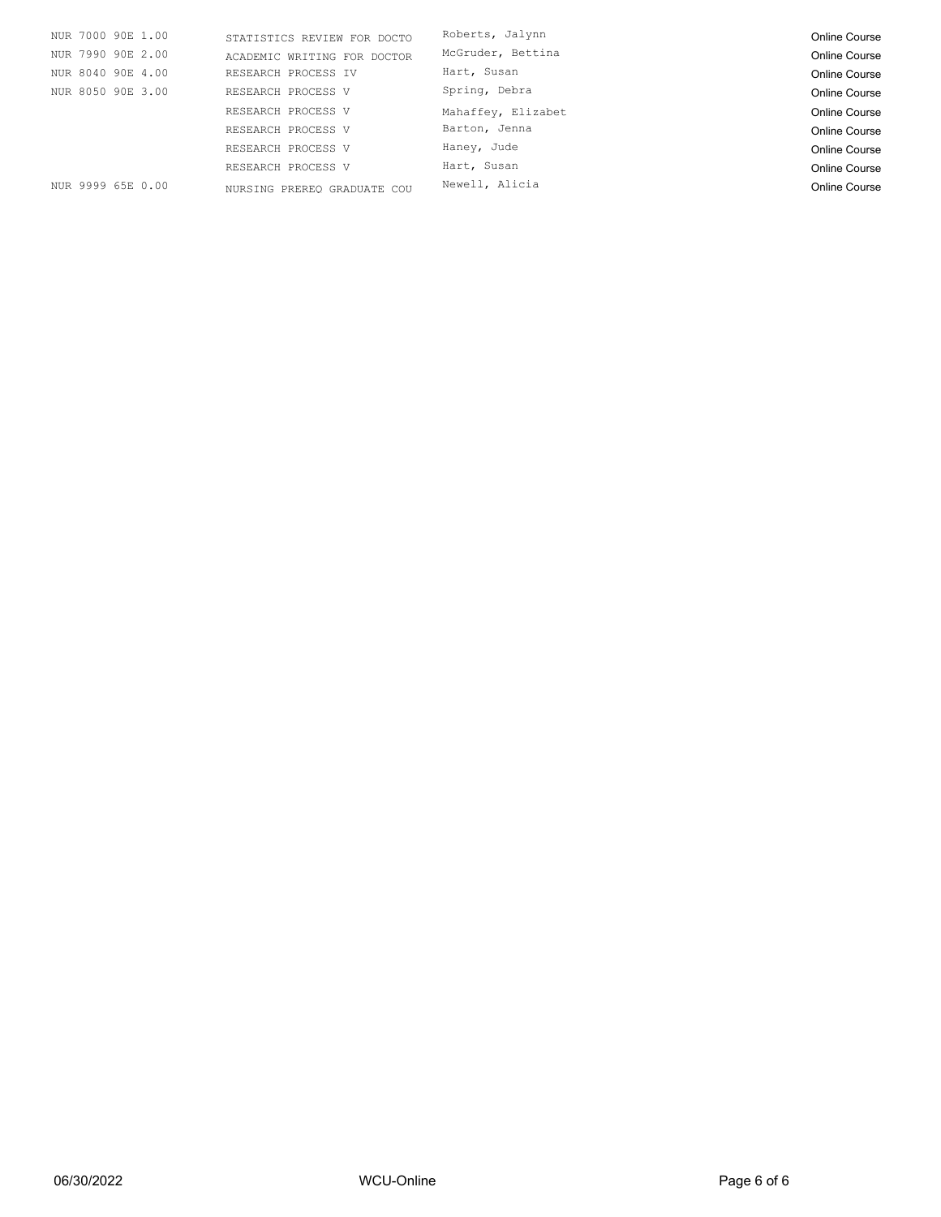| | | | |
|---|---|---|---|
| NUR 7000 90E 1.00 | STATISTICS REVIEW FOR DOCTO | Roberts, Jalynn | Online Course |
| NUR 7990 90E 2.00 | ACADEMIC WRITING FOR DOCTOR | McGruder, Bettina | Online Course |
| NUR 8040 90E 4.00 | RESEARCH PROCESS IV | Hart, Susan | Online Course |
| NUR 8050 90E 3.00 | RESEARCH PROCESS V | Spring, Debra | Online Course |
| | RESEARCH PROCESS V | Mahaffey, Elizabet | Online Course |
| | RESEARCH PROCESS V | Barton, Jenna | Online Course |
| | RESEARCH PROCESS V | Haney, Jude | Online Course |
| | RESEARCH PROCESS V | Hart, Susan | Online Course |
| NUR 9999 65E 0.00 | NURSING PREREQ GRADUATE COU | Newell, Alicia | Online Course |